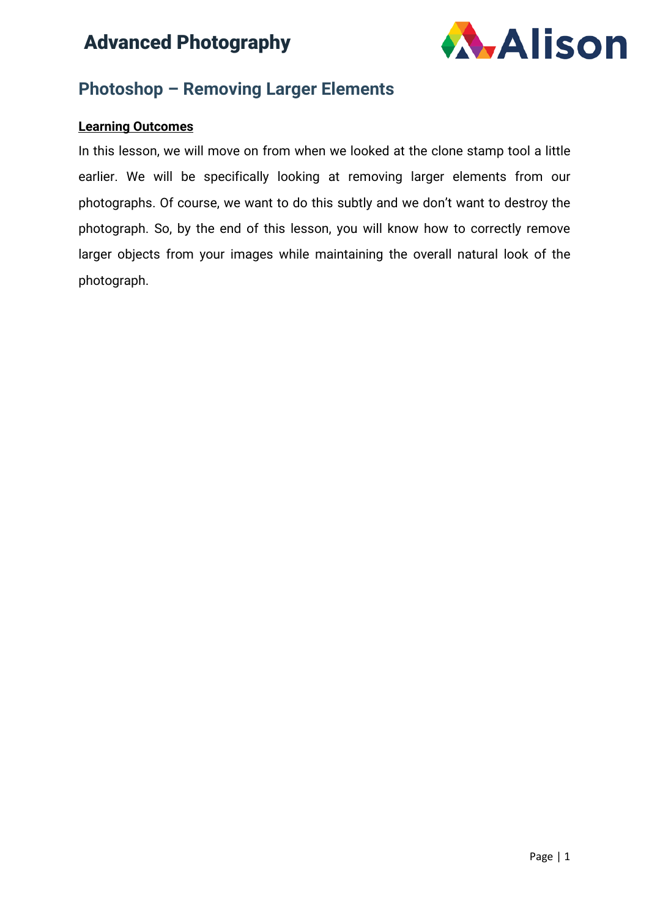## Photoshop – Removing Larger Elements

**Learning Outcomes**

In this lesson, we will move on from when we looked at the clone stamp tool a little earlier. We will be specifically looking at removing larger elements from our photographs. Of course, we want to do this subtly and we don't want to destroy the photograph. So, by the end of this lesson, you will know how to correctly remove larger objects from your images while maintaining the overall natural look of the photograph.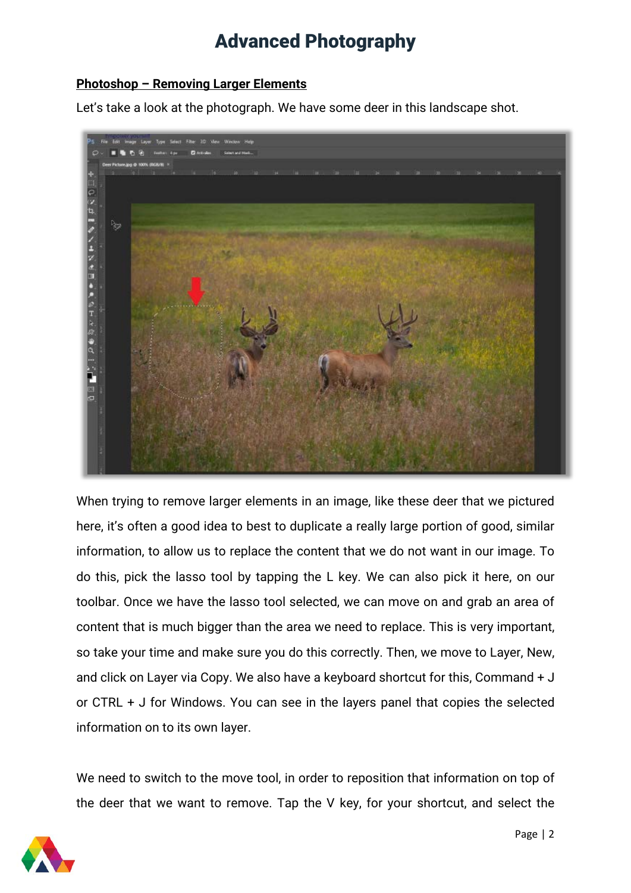## Photoshop – Removing Larger Elements

Let's take a look at the photograph. We have some deer in this landscape shot.

When trying to remove larger elements in an image, like these deer that we pictured here, it's often a good idea to best to duplicate a really large portion of good, similar information, to allow us to replace the content that we do not want in our image. To do this, pick the lasso tool by tapping the L key. We can also pick it here, on our toolbar. Once we have the lasso tool selected, we can move on and grab an area of content that is much bigger than the area we need to replace. This is very important, so take your time and make sure you do this correctly. Then, we move to Layer, New, and click on Layer via Copy. We also have a keyboard shortcut for this, Command + J or CTRL + J for Windows. You can see in the layers panel that copies the selected information on to its own layer.

We need to switch to the move tool, in order to reposition that information on top of the deer that we want to remove. Tap the V key, for your shortcut, and select the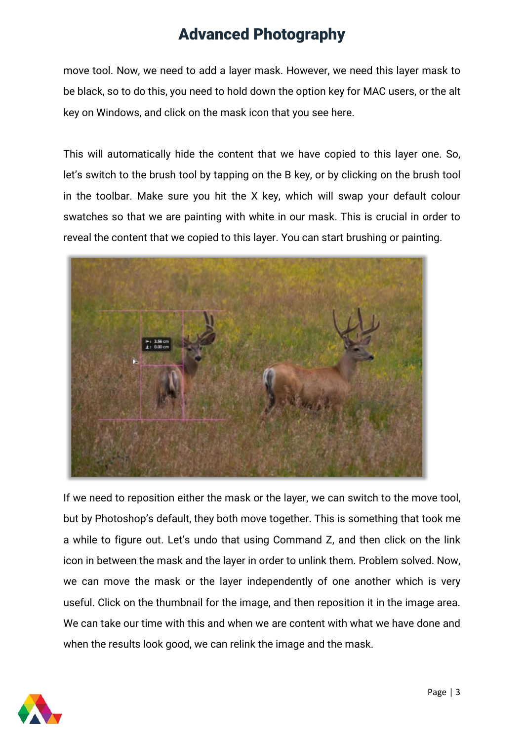move tool. Now, we need to add a layer mask. However, we need this layer mask to be black, so to do this, you need to hold down the option key for MAC users, or the alt key on Windows, and click on the mask icon that you see here.

This will automatically hide the content that we have copied to this layer one. So, let's switch to the brush tool by tapping on the B key, or by clicking on the brush tool in the toolbar. Make sure you hit the X key, which will swap your default colour swatches so that we are painting with white in our mask. This is crucial in order to reveal the content that we copied to this layer. You can start brushing or painting.

If we need to reposition either the mask or the layer, we can switch to the move tool, but by Photoshop's default, they both move together. This is something that took me a while to figure out. Let's undo that using Command Z, and then click on the link icon in between the mask and the layer in order to unlink them. Problem solved. Now, we can move the mask or the layer independently of one another which is very useful. Click on the thumbnail for the image, and then reposition it in the image area. We can take our time with this and when we are content with what we have done and when the results look good, we can relink the image and the mask.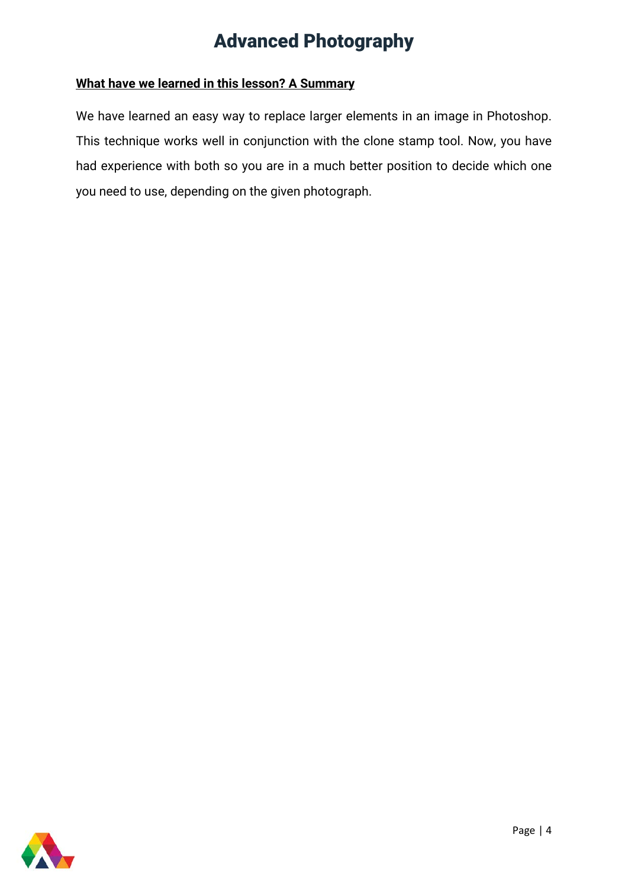**What have we learned in this lesson? A Summary**

We have learned an easy way to replace larger elements in an image in Photoshop. This technique works well in conjunction with the clone stamp tool. Now, you have had experience with both so you are in a much better position to decide which one you need to use, depending on the given photograph.